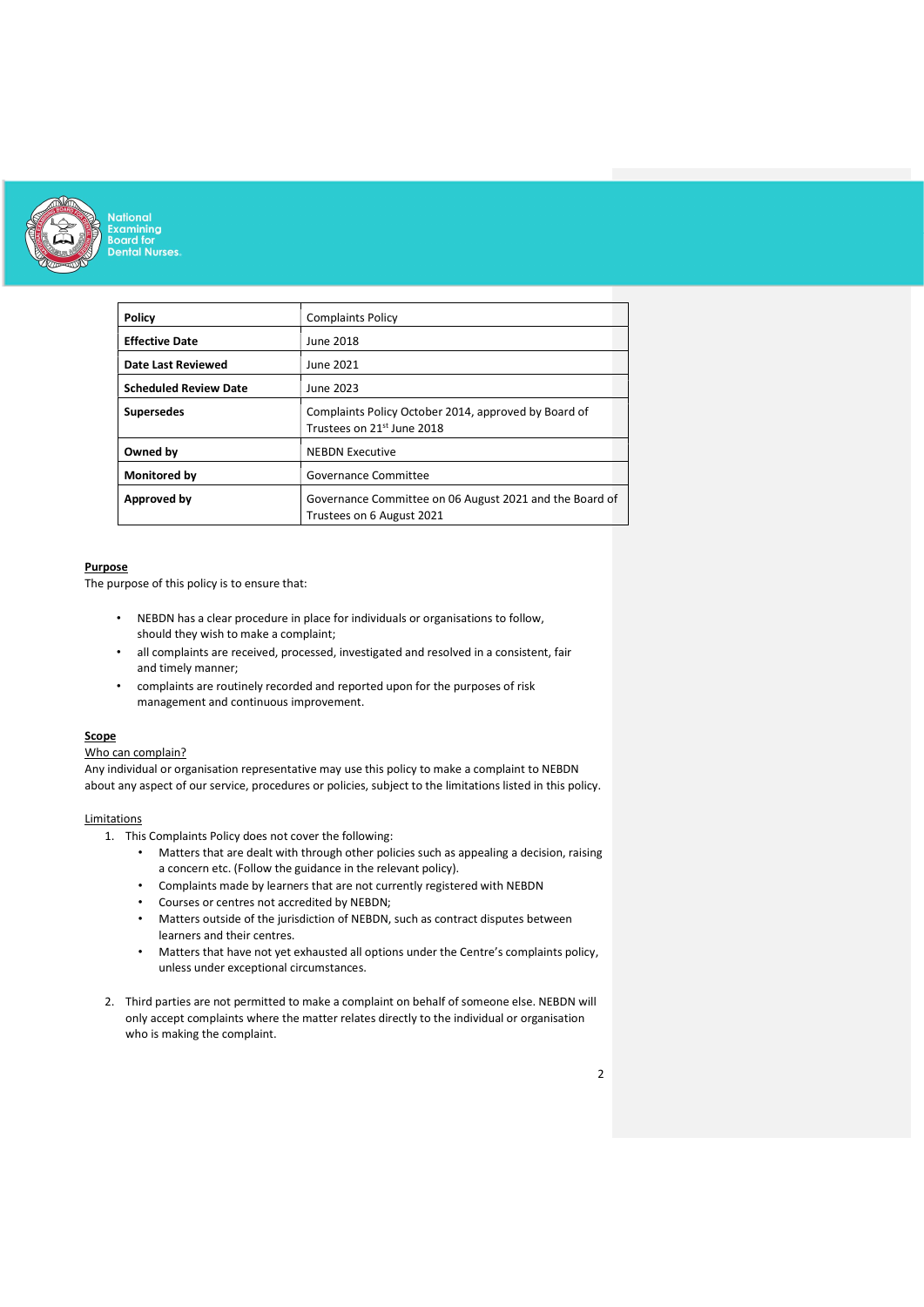National Examining Board for Dental Nurses.

| Policy | Complaints Policy |
|---|---|
| **Effective Date** | June 2018 |
| **Date Last Reviewed** | June 2021 |
| **Scheduled Review Date** | June 2023 |
| **Supersedes** | Complaints Policy October 2014, approved by Board of Trustees on 21st June 2018 |
| **Owned by** | NEBDN Executive |
| **Monitored by** | Governance Committee |
| **Approved by** | Governance Committee on 06 August 2021 and the Board of Trustees on 6 August 2021 |

## Purpose

The purpose of this policy is to ensure that:

- NEBDN has a clear procedure in place for individuals or organisations to follow, should they wish to make a complaint;
- all complaints are received, processed, investigated and resolved in a consistent, fair and timely manner;
- complaints are routinely recorded and reported upon for the purposes of risk management and continuous improvement.

## Scope

### Who can complain?

Any individual or organisation representative may use this policy to make a complaint to NEBDN about any aspect of our service, procedures or policies, subject to the limitations listed in this policy.

### Limitations

1. This Complaints Policy does not cover the following:
   - Matters that are dealt with through other policies such as appealing a decision, raising a concern etc. (Follow the guidance in the relevant policy).
   - Complaints made by learners that are not currently registered with NEBDN
   - Courses or centres not accredited by NEBDN;
   - Matters outside of the jurisdiction of NEBDN, such as contract disputes between learners and their centres.
   - Matters that have not yet exhausted all options under the Centre's complaints policy, unless under exceptional circumstances.

2. Third parties are not permitted to make a complaint on behalf of someone else. NEBDN will only accept complaints where the matter relates directly to the individual or organisation who is making the complaint.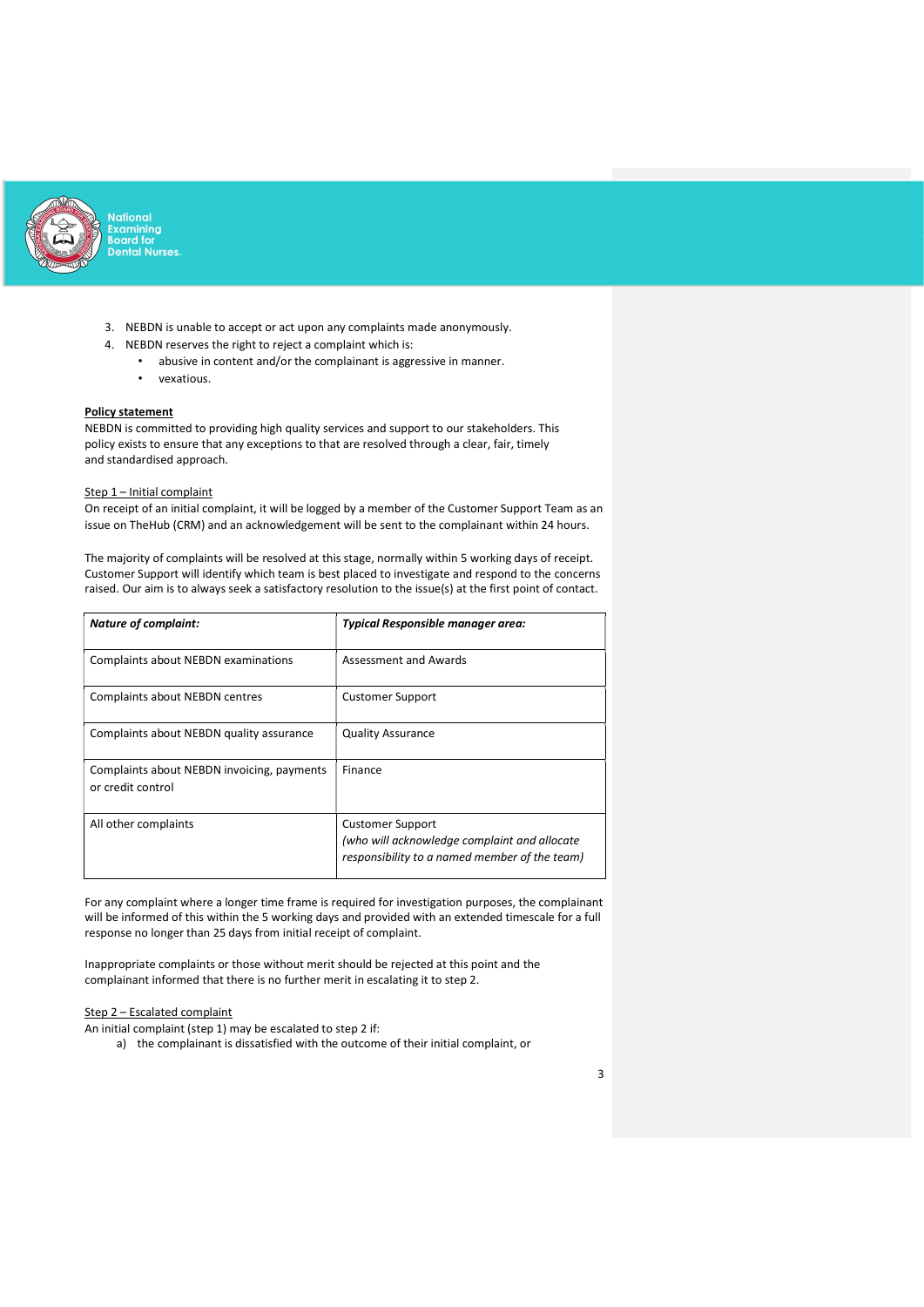3. NEBDN is unable to accept or act upon any complaints made anonymously.
4. NEBDN reserves the right to reject a complaint which is:
   - abusive in content and/or the complainant is aggressive in manner.
   - vexatious.

**Policy statement**

NEBDN is committed to providing high quality services and support to our stakeholders. This policy exists to ensure that any exceptions to that are resolved through a clear, fair, timely and standardised approach.

Step 1 – Initial complaint

On receipt of an initial complaint, it will be logged by a member of the Customer Support Team as an issue on TheHub (CRM) and an acknowledgement will be sent to the complainant within 24 hours.

The majority of complaints will be resolved at this stage, normally within 5 working days of receipt. Customer Support will identify which team is best placed to investigate and respond to the concerns raised. Our aim is to always seek a satisfactory resolution to the issue(s) at the first point of contact.

| ***Nature of complaint:*** | ***Typical Responsible manager area:*** |
|---|---|
| Complaints about NEBDN examinations | Assessment and Awards |
| Complaints about NEBDN centres | Customer Support |
| Complaints about NEBDN quality assurance | Quality Assurance |
| Complaints about NEBDN invoicing, payments or credit control | Finance |
| All other complaints | Customer Support *(who will acknowledge complaint and allocate responsibility to a named member of the team)* |

For any complaint where a longer time frame is required for investigation purposes, the complainant will be informed of this within the 5 working days and provided with an extended timescale for a full response no longer than 25 days from initial receipt of complaint.

Inappropriate complaints or those without merit should be rejected at this point and the complainant informed that there is no further merit in escalating it to step 2.

Step 2 – Escalated complaint

An initial complaint (step 1) may be escalated to step 2 if:

a) the complainant is dissatisfied with the outcome of their initial complaint, or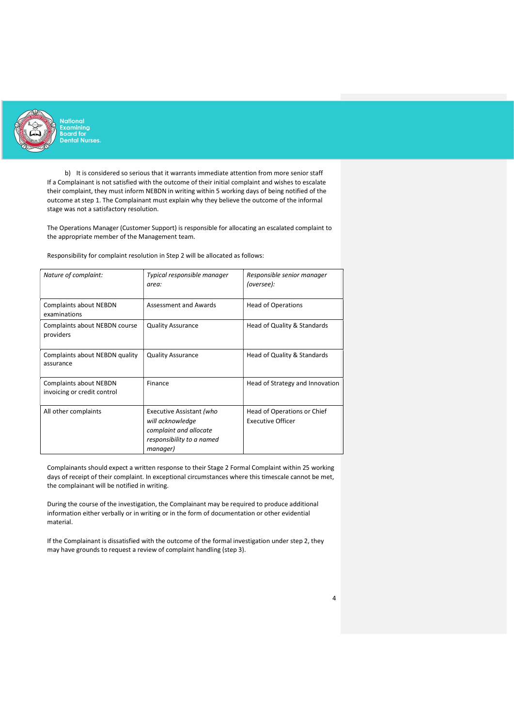b) It is considered so serious that it warrants immediate attention from more senior staff

If a Complainant is not satisfied with the outcome of their initial complaint and wishes to escalate their complaint, they must inform NEBDN in writing within 5 working days of being notified of the outcome at step 1. The Complainant must explain why they believe the outcome of the informal stage was not a satisfactory resolution.

The Operations Manager (Customer Support) is responsible for allocating an escalated complaint to the appropriate member of the Management team.

Responsibility for complaint resolution in Step 2 will be allocated as follows:

| *Nature of complaint:* | *Typical responsible manager area:* | *Responsible senior manager (oversee):* |
|---|---|---|
| Complaints about NEBDN examinations | Assessment and Awards | Head of Operations |
| Complaints about NEBDN course providers | Quality Assurance | Head of Quality & Standards |
| Complaints about NEBDN quality assurance | Quality Assurance | Head of Quality & Standards |
| Complaints about NEBDN invoicing or credit control | Finance | Head of Strategy and Innovation |
| All other complaints | Executive Assistant *(who will acknowledge complaint and allocate responsibility to a named manager)* | Head of Operations or Chief Executive Officer |

Complainants should expect a written response to their Stage 2 Formal Complaint within 25 working days of receipt of their complaint. In exceptional circumstances where this timescale cannot be met, the complainant will be notified in writing.

During the course of the investigation, the Complainant may be required to produce additional information either verbally or in writing or in the form of documentation or other evidential material.

If the Complainant is dissatisfied with the outcome of the formal investigation under step 2, they may have grounds to request a review of complaint handling (step 3).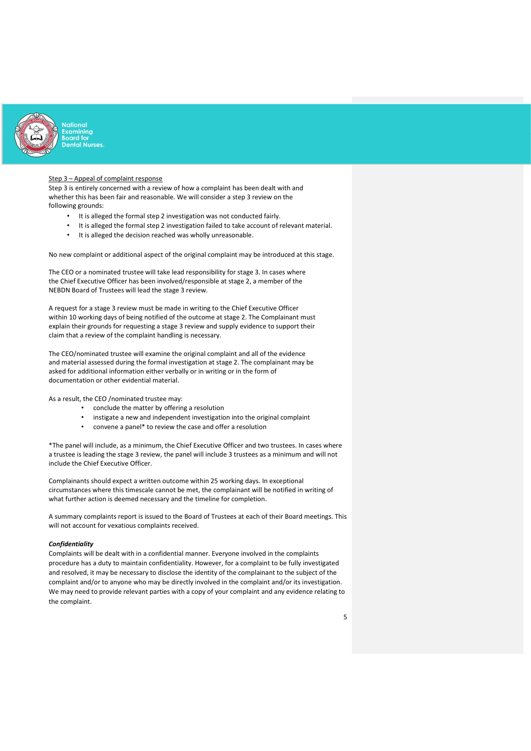Step 3 – Appeal of complaint response

Step 3 is entirely concerned with a review of how a complaint has been dealt with and whether this has been fair and reasonable. We will consider a step 3 review on the following grounds:

- It is alleged the formal step 2 investigation was not conducted fairly.
- It is alleged the formal step 2 investigation failed to take account of relevant material.
- It is alleged the decision reached was wholly unreasonable.

No new complaint or additional aspect of the original complaint may be introduced at this stage.

The CEO or a nominated trustee will take lead responsibility for stage 3. In cases where the Chief Executive Officer has been involved/responsible at stage 2, a member of the NEBDN Board of Trustees will lead the stage 3 review.

A request for a stage 3 review must be made in writing to the Chief Executive Officer within 10 working days of being notified of the outcome at stage 2. The Complainant must explain their grounds for requesting a stage 3 review and supply evidence to support their claim that a review of the complaint handling is necessary.

The CEO/nominated trustee will examine the original complaint and all of the evidence and material assessed during the formal investigation at stage 2. The complainant may be asked for additional information either verbally or in writing or in the form of documentation or other evidential material.

As a result, the CEO /nominated trustee may:

- conclude the matter by offering a resolution
- instigate a new and independent investigation into the original complaint
- convene a panel* to review the case and offer a resolution

*The panel will include, as a minimum, the Chief Executive Officer and two trustees. In cases where a trustee is leading the stage 3 review, the panel will include 3 trustees as a minimum and will not include the Chief Executive Officer.

Complainants should expect a written outcome within 25 working days. In exceptional circumstances where this timescale cannot be met, the complainant will be notified in writing of what further action is deemed necessary and the timeline for completion.

A summary complaints report is issued to the Board of Trustees at each of their Board meetings. This will not account for vexatious complaints received.

***Confidentiality***

Complaints will be dealt with in a confidential manner. Everyone involved in the complaints procedure has a duty to maintain confidentiality. However, for a complaint to be fully investigated and resolved, it may be necessary to disclose the identity of the complainant to the subject of the complaint and/or to anyone who may be directly involved in the complaint and/or its investigation. We may need to provide relevant parties with a copy of your complaint and any evidence relating to the complaint.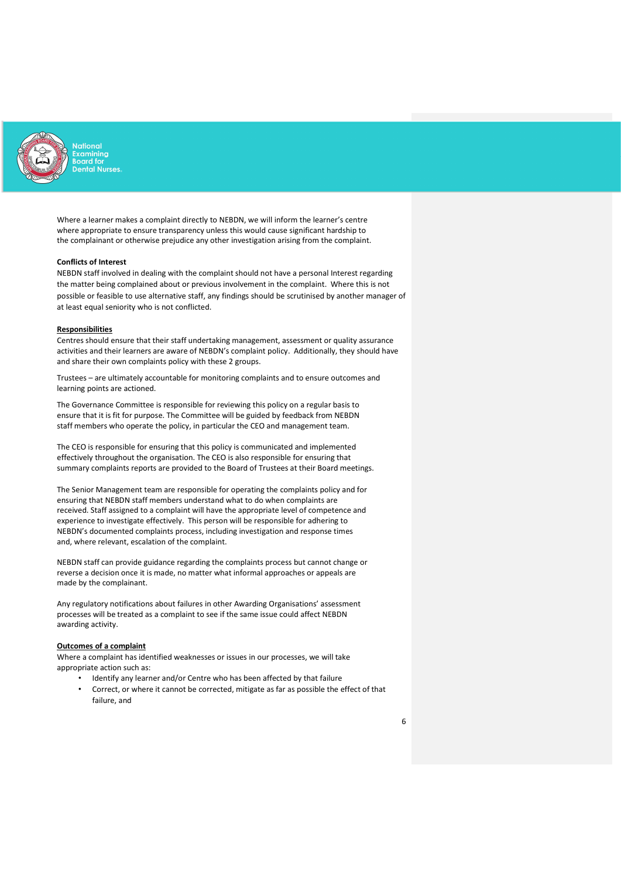Where a learner makes a complaint directly to NEBDN, we will inform the learner's centre where appropriate to ensure transparency unless this would cause significant hardship to the complainant or otherwise prejudice any other investigation arising from the complaint.

**Conflicts of Interest**

NEBDN staff involved in dealing with the complaint should not have a personal Interest regarding the matter being complained about or previous involvement in the complaint. Where this is not possible or feasible to use alternative staff, any findings should be scrutinised by another manager of at least equal seniority who is not conflicted.

**Responsibilities**

Centres should ensure that their staff undertaking management, assessment or quality assurance activities and their learners are aware of NEBDN's complaint policy. Additionally, they should have and share their own complaints policy with these 2 groups.

Trustees – are ultimately accountable for monitoring complaints and to ensure outcomes and learning points are actioned.

The Governance Committee is responsible for reviewing this policy on a regular basis to ensure that it is fit for purpose. The Committee will be guided by feedback from NEBDN staff members who operate the policy, in particular the CEO and management team.

The CEO is responsible for ensuring that this policy is communicated and implemented effectively throughout the organisation. The CEO is also responsible for ensuring that summary complaints reports are provided to the Board of Trustees at their Board meetings.

The Senior Management team are responsible for operating the complaints policy and for ensuring that NEBDN staff members understand what to do when complaints are received. Staff assigned to a complaint will have the appropriate level of competence and experience to investigate effectively. This person will be responsible for adhering to NEBDN's documented complaints process, including investigation and response times and, where relevant, escalation of the complaint.

NEBDN staff can provide guidance regarding the complaints process but cannot change or reverse a decision once it is made, no matter what informal approaches or appeals are made by the complainant.

Any regulatory notifications about failures in other Awarding Organisations' assessment processes will be treated as a complaint to see if the same issue could affect NEBDN awarding activity.

**Outcomes of a complaint**

Where a complaint has identified weaknesses or issues in our processes, we will take appropriate action such as:

- Identify any learner and/or Centre who has been affected by that failure
- Correct, or where it cannot be corrected, mitigate as far as possible the effect of that failure, and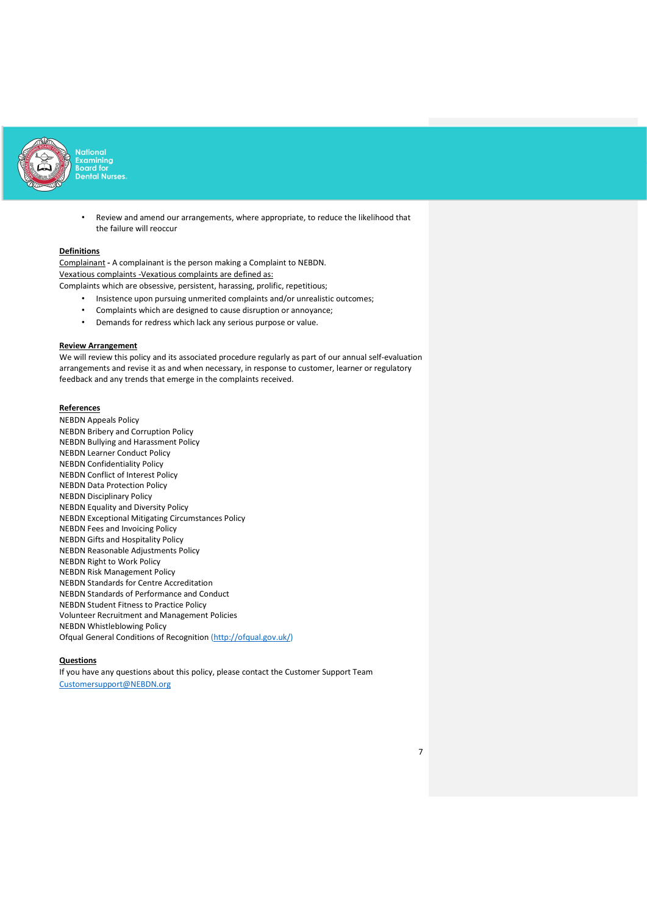- Review and amend our arrangements, where appropriate, to reduce the likelihood that the failure will reoccur

**Definitions**

Complainant - A complainant is the person making a Complaint to NEBDN.

Vexatious complaints -Vexatious complaints are defined as:

Complaints which are obsessive, persistent, harassing, prolific, repetitious;

- Insistence upon pursuing unmerited complaints and/or unrealistic outcomes;
- Complaints which are designed to cause disruption or annoyance;
- Demands for redress which lack any serious purpose or value.

**Review Arrangement**

We will review this policy and its associated procedure regularly as part of our annual self-evaluation arrangements and revise it as and when necessary, in response to customer, learner or regulatory feedback and any trends that emerge in the complaints received.

**References**

NEBDN Appeals Policy
NEBDN Bribery and Corruption Policy
NEBDN Bullying and Harassment Policy
NEBDN Learner Conduct Policy
NEBDN Confidentiality Policy
NEBDN Conflict of Interest Policy
NEBDN Data Protection Policy
NEBDN Disciplinary Policy
NEBDN Equality and Diversity Policy
NEBDN Exceptional Mitigating Circumstances Policy
NEBDN Fees and Invoicing Policy
NEBDN Gifts and Hospitality Policy
NEBDN Reasonable Adjustments Policy
NEBDN Right to Work Policy
NEBDN Risk Management Policy
NEBDN Standards for Centre Accreditation
NEBDN Standards of Performance and Conduct
NEBDN Student Fitness to Practice Policy
Volunteer Recruitment and Management Policies
NEBDN Whistleblowing Policy
Ofqual General Conditions of Recognition (http://ofqual.gov.uk/)

**Questions**

If you have any questions about this policy, please contact the Customer Support Team
Customersupport@NEBDN.org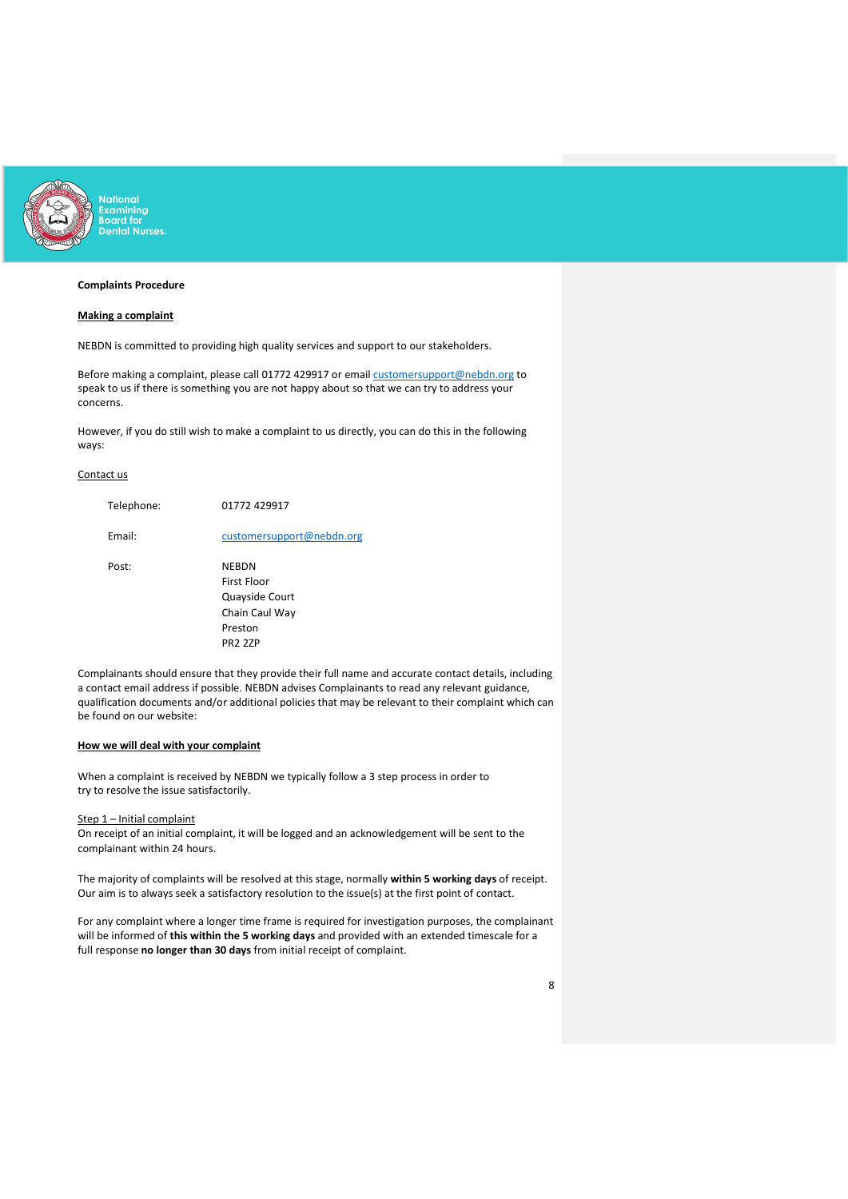**Complaints Procedure**

**Making a complaint**

NEBDN is committed to providing high quality services and support to our stakeholders.

Before making a complaint, please call 01772 429917 or email customersupport@nebdn.org to speak to us if there is something you are not happy about so that we can try to address your concerns.

However, if you do still wish to make a complaint to us directly, you can do this in the following ways:

Contact us

| | |
|---|---|
| Telephone: | 01772 429917 |
| Email: | customersupport@nebdn.org |
| Post: | NEBDN<br>First Floor<br>Quayside Court<br>Chain Caul Way<br>Preston<br>PR2 2ZP |

Complainants should ensure that they provide their full name and accurate contact details, including a contact email address if possible. NEBDN advises Complainants to read any relevant guidance, qualification documents and/or additional policies that may be relevant to their complaint which can be found on our website:

**How we will deal with your complaint**

When a complaint is received by NEBDN we typically follow a 3 step process in order to try to resolve the issue satisfactorily.

Step 1 – Initial complaint

On receipt of an initial complaint, it will be logged and an acknowledgement will be sent to the complainant within 24 hours.

The majority of complaints will be resolved at this stage, normally **within 5 working days** of receipt. Our aim is to always seek a satisfactory resolution to the issue(s) at the first point of contact.

For any complaint where a longer time frame is required for investigation purposes, the complainant will be informed of **this within the 5 working days** and provided with an extended timescale for a full response **no longer than 30 days** from initial receipt of complaint.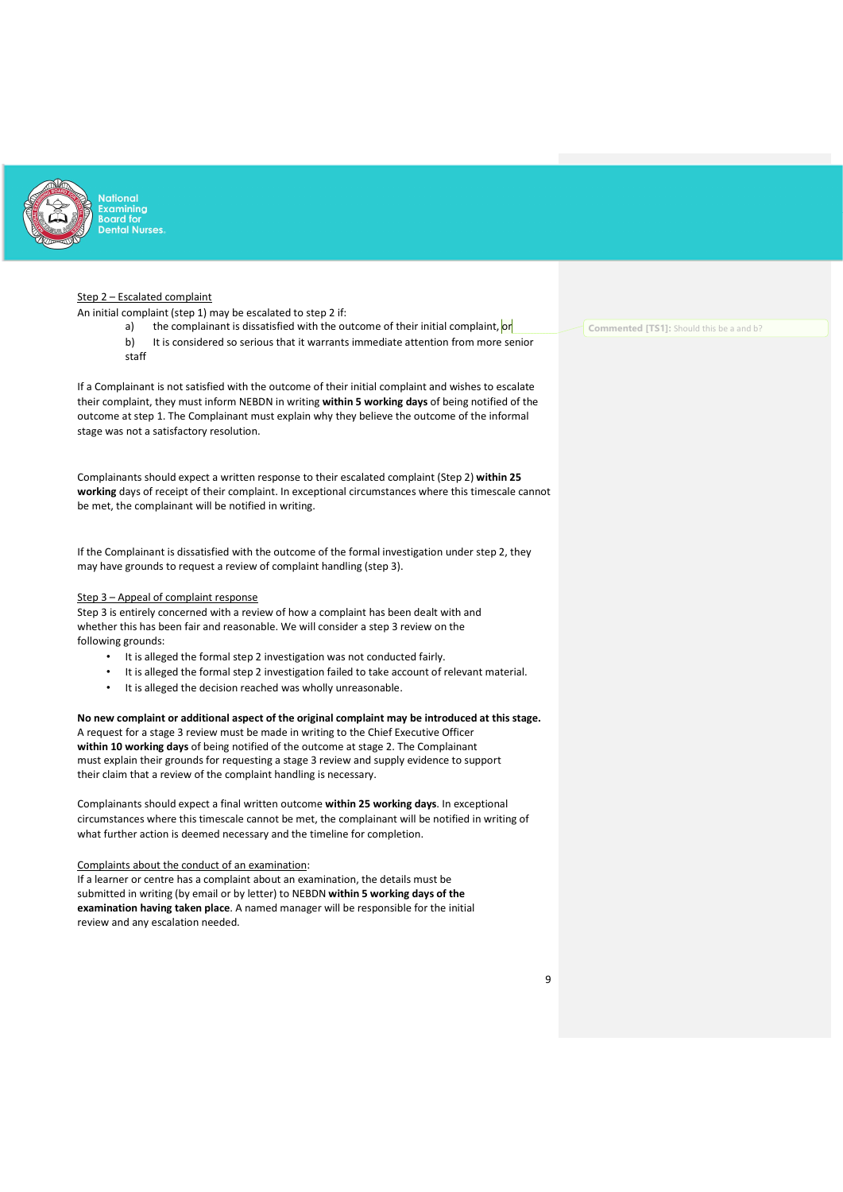Step 2 – Escalated complaint

An initial complaint (step 1) may be escalated to step 2 if:

a) the complainant is dissatisfied with the outcome of their initial complaint, or

b) It is considered so serious that it warrants immediate attention from more senior staff

Commented [TS1]: Should this be a and b?

If a Complainant is not satisfied with the outcome of their initial complaint and wishes to escalate their complaint, they must inform NEBDN in writing **within 5 working days** of being notified of the outcome at step 1. The Complainant must explain why they believe the outcome of the informal stage was not a satisfactory resolution.

Complainants should expect a written response to their escalated complaint (Step 2) **within 25 working** days of receipt of their complaint. In exceptional circumstances where this timescale cannot be met, the complainant will be notified in writing.

If the Complainant is dissatisfied with the outcome of the formal investigation under step 2, they may have grounds to request a review of complaint handling (step 3).

Step 3 – Appeal of complaint response

Step 3 is entirely concerned with a review of how a complaint has been dealt with and whether this has been fair and reasonable. We will consider a step 3 review on the following grounds:

- It is alleged the formal step 2 investigation was not conducted fairly.
- It is alleged the formal step 2 investigation failed to take account of relevant material.
- It is alleged the decision reached was wholly unreasonable.

**No new complaint or additional aspect of the original complaint may be introduced at this stage.**
A request for a stage 3 review must be made in writing to the Chief Executive Officer **within 10 working days** of being notified of the outcome at stage 2. The Complainant must explain their grounds for requesting a stage 3 review and supply evidence to support their claim that a review of the complaint handling is necessary.

Complainants should expect a final written outcome **within 25 working days**. In exceptional circumstances where this timescale cannot be met, the complainant will be notified in writing of what further action is deemed necessary and the timeline for completion.

Complaints about the conduct of an examination:

If a learner or centre has a complaint about an examination, the details must be submitted in writing (by email or by letter) to NEBDN **within 5 working days of the examination having taken place**. A named manager will be responsible for the initial review and any escalation needed.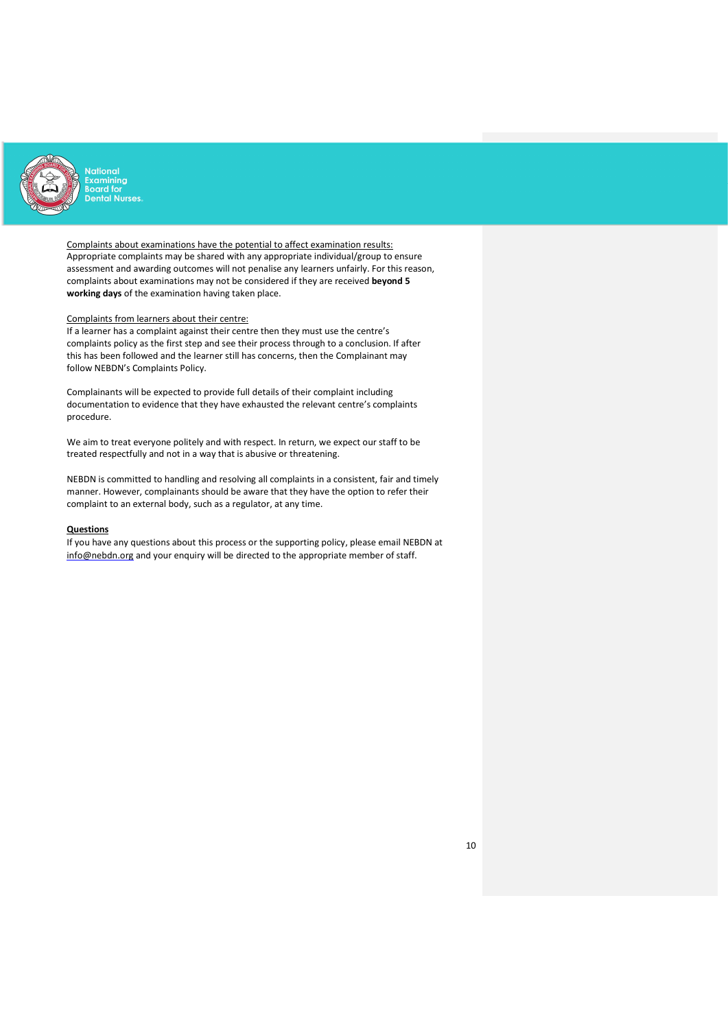Complaints about examinations have the potential to affect examination results:
Appropriate complaints may be shared with any appropriate individual/group to ensure assessment and awarding outcomes will not penalise any learners unfairly. For this reason, complaints about examinations may not be considered if they are received **beyond 5 working days** of the examination having taken place.

Complaints from learners about their centre:
If a learner has a complaint against their centre then they must use the centre's complaints policy as the first step and see their process through to a conclusion. If after this has been followed and the learner still has concerns, then the Complainant may follow NEBDN's Complaints Policy.

Complainants will be expected to provide full details of their complaint including documentation to evidence that they have exhausted the relevant centre's complaints procedure.

We aim to treat everyone politely and with respect. In return, we expect our staff to be treated respectfully and not in a way that is abusive or threatening.

NEBDN is committed to handling and resolving all complaints in a consistent, fair and timely manner. However, complainants should be aware that they have the option to refer their complaint to an external body, such as a regulator, at any time.

**Questions**

If you have any questions about this process or the supporting policy, please email NEBDN at info@nebdn.org and your enquiry will be directed to the appropriate member of staff.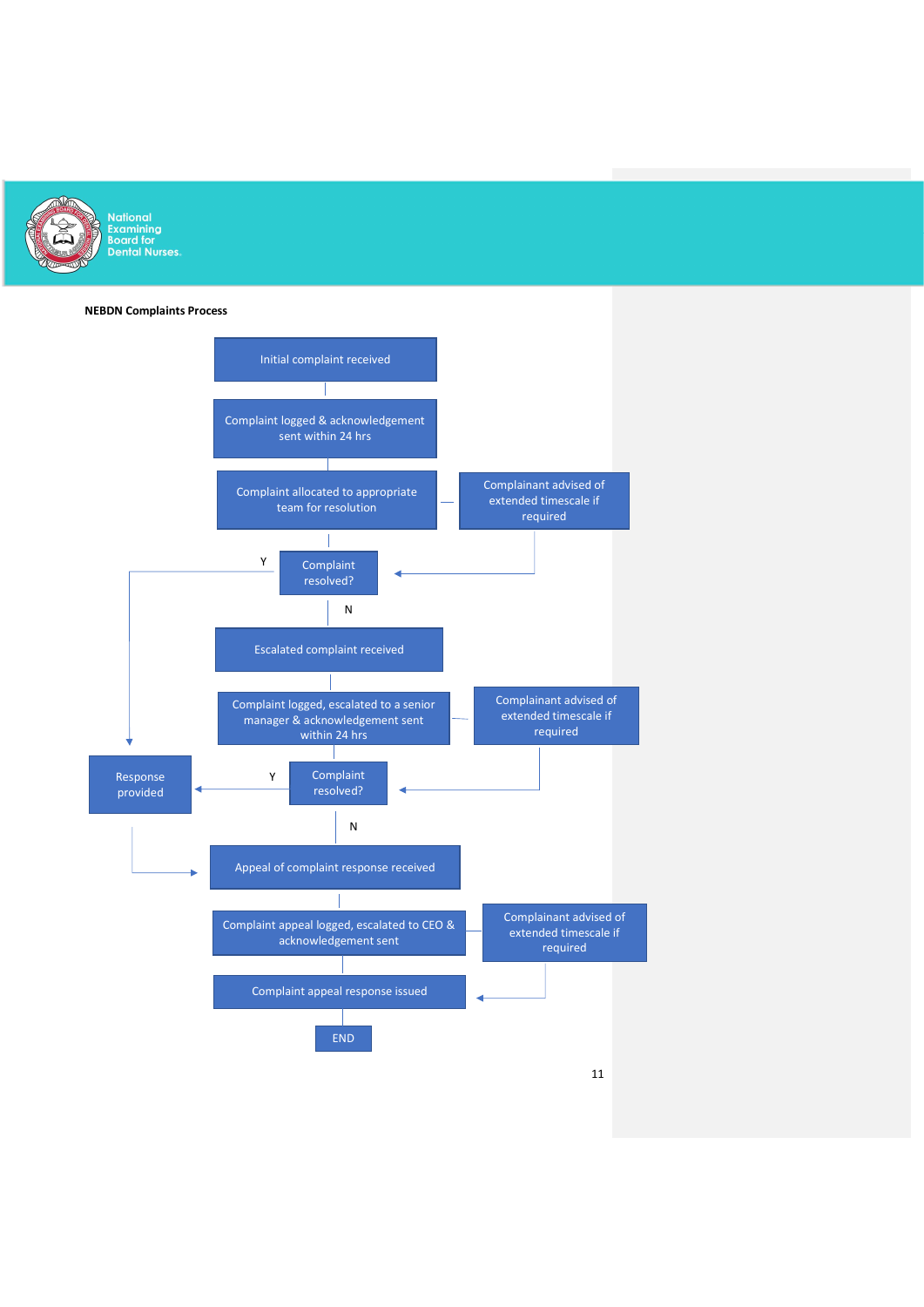National Examining Board for Dental Nurses.

**NEBDN Complaints Process**

Initial complaint received

Complaint logged & acknowledgement sent within 24 hrs

Complaint allocated to appropriate team for resolution

Complainant advised of extended timescale if required

Complaint resolved?

Y

N

Escalated complaint received

Complaint logged, escalated to a senior manager & acknowledgement sent within 24 hrs

Complainant advised of extended timescale if required

Response provided

Y

Complaint resolved?

N

Appeal of complaint response received

Complaint appeal logged, escalated to CEO & acknowledgement sent

Complainant advised of extended timescale if required

Complaint appeal response issued

END